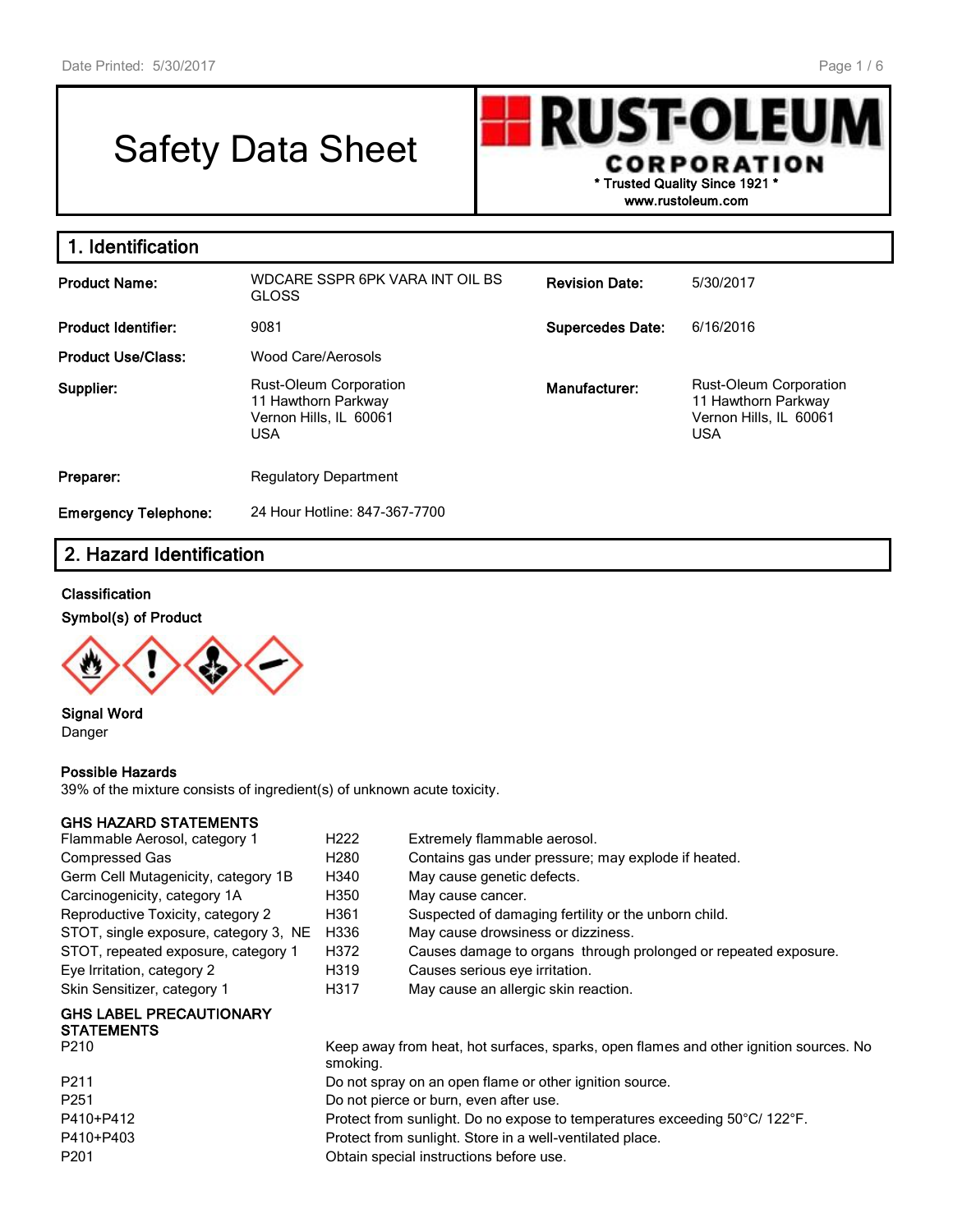# Safety Data Sheet

**RUST-OLEUM CORPORATION**
\* Trusted Quality Since 1921 \*
www.rustoleum.com

## 1. Identification

| | | | |
|---|---|---|---|
| **Product Name:** | WDCARE SSPR 6PK VARA INT OIL BS GLOSS | **Revision Date:** | 5/30/2017 |
| **Product Identifier:** | 9081 | **Supercedes Date:** | 6/16/2016 |
| **Product Use/Class:** | Wood Care/Aerosols | | |
| **Supplier:** | Rust-Oleum Corporation<br>11 Hawthorn Parkway<br>Vernon Hills, IL 60061<br>USA | **Manufacturer:** | Rust-Oleum Corporation<br>11 Hawthorn Parkway<br>Vernon Hills, IL 60061<br>USA |
| **Preparer:** | Regulatory Department | | |
| **Emergency Telephone:** | 24 Hour Hotline: 847-367-7700 | | |

## 2. Hazard Identification

**Classification**

**Symbol(s) of Product**

**Signal Word**

Danger

**Possible Hazards**

39% of the mixture consists of ingredient(s) of unknown acute toxicity.

**GHS HAZARD STATEMENTS**

| | | |
|---|---|---|
| Flammable Aerosol, category 1 | H222 | Extremely flammable aerosol. |
| Compressed Gas | H280 | Contains gas under pressure; may explode if heated. |
| Germ Cell Mutagenicity, category 1B | H340 | May cause genetic defects. |
| Carcinogenicity, category 1A | H350 | May cause cancer. |
| Reproductive Toxicity, category 2 | H361 | Suspected of damaging fertility or the unborn child. |
| STOT, single exposure, category 3, NE | H336 | May cause drowsiness or dizziness. |
| STOT, repeated exposure, category 1 | H372 | Causes damage to organs through prolonged or repeated exposure. |
| Eye Irritation, category 2 | H319 | Causes serious eye irritation. |
| Skin Sensitizer, category 1 | H317 | May cause an allergic skin reaction. |

**GHS LABEL PRECAUTIONARY STATEMENTS**

| | |
|---|---|
| P210 | Keep away from heat, hot surfaces, sparks, open flames and other ignition sources. No smoking. |
| P211 | Do not spray on an open flame or other ignition source. |
| P251 | Do not pierce or burn, even after use. |
| P410+P412 | Protect from sunlight. Do no expose to temperatures exceeding 50°C/ 122°F. |
| P410+P403 | Protect from sunlight. Store in a well-ventilated place. |
| P201 | Obtain special instructions before use. |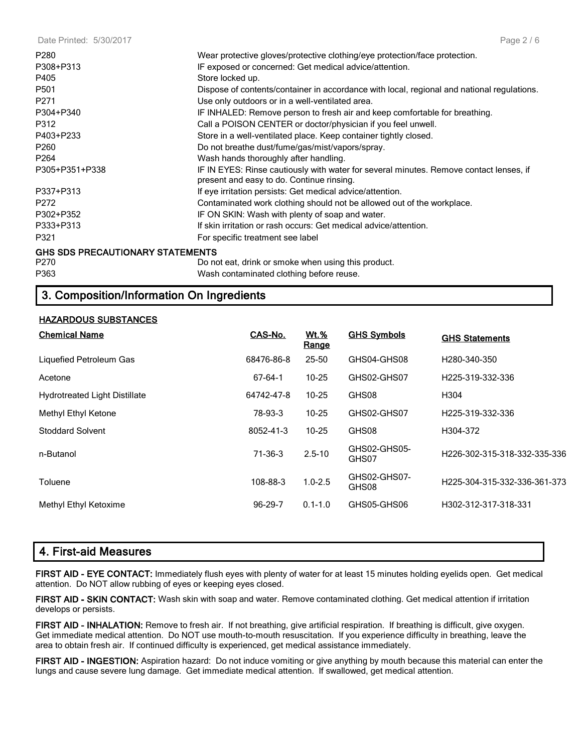| | |
|---|---|
| P280 | Wear protective gloves/protective clothing/eye protection/face protection. |
| P308+P313 | IF exposed or concerned: Get medical advice/attention. |
| P405 | Store locked up. |
| P501 | Dispose of contents/container in accordance with local, regional and national regulations. |
| P271 | Use only outdoors or in a well-ventilated area. |
| P304+P340 | IF INHALED: Remove person to fresh air and keep comfortable for breathing. |
| P312 | Call a POISON CENTER or doctor/physician if you feel unwell. |
| P403+P233 | Store in a well-ventilated place. Keep container tightly closed. |
| P260 | Do not breathe dust/fume/gas/mist/vapors/spray. |
| P264 | Wash hands thoroughly after handling. |
| P305+P351+P338 | IF IN EYES: Rinse cautiously with water for several minutes. Remove contact lenses, if present and easy to do. Continue rinsing. |
| P337+P313 | If eye irritation persists: Get medical advice/attention. |
| P272 | Contaminated work clothing should not be allowed out of the workplace. |
| P302+P352 | IF ON SKIN: Wash with plenty of soap and water. |
| P333+P313 | If skin irritation or rash occurs: Get medical advice/attention. |
| P321 | For specific treatment see label |

**GHS SDS PRECAUTIONARY STATEMENTS**

| | |
|---|---|
| P270 | Do not eat, drink or smoke when using this product. |
| P363 | Wash contaminated clothing before reuse. |

## 3. Composition/Information On Ingredients

**HAZARDOUS SUBSTANCES**

| Chemical Name | CAS-No. | Wt.% Range | GHS Symbols | GHS Statements |
|---|---|---|---|---|
| Liquefied Petroleum Gas | 68476-86-8 | 25-50 | GHS04-GHS08 | H280-340-350 |
| Acetone | 67-64-1 | 10-25 | GHS02-GHS07 | H225-319-332-336 |
| Hydrotreated Light Distillate | 64742-47-8 | 10-25 | GHS08 | H304 |
| Methyl Ethyl Ketone | 78-93-3 | 10-25 | GHS02-GHS07 | H225-319-332-336 |
| Stoddard Solvent | 8052-41-3 | 10-25 | GHS08 | H304-372 |
| n-Butanol | 71-36-3 | 2.5-10 | GHS02-GHS05-GHS07 | H226-302-315-318-332-335-336 |
| Toluene | 108-88-3 | 1.0-2.5 | GHS02-GHS07-GHS08 | H225-304-315-332-336-361-373 |
| Methyl Ethyl Ketoxime | 96-29-7 | 0.1-1.0 | GHS05-GHS06 | H302-312-317-318-331 |

## 4. First-aid Measures

**FIRST AID - EYE CONTACT:** Immediately flush eyes with plenty of water for at least 15 minutes holding eyelids open. Get medical attention. Do NOT allow rubbing of eyes or keeping eyes closed.

**FIRST AID - SKIN CONTACT:** Wash skin with soap and water. Remove contaminated clothing. Get medical attention if irritation develops or persists.

**FIRST AID - INHALATION:** Remove to fresh air. If not breathing, give artificial respiration. If breathing is difficult, give oxygen. Get immediate medical attention. Do NOT use mouth-to-mouth resuscitation. If you experience difficulty in breathing, leave the area to obtain fresh air. If continued difficulty is experienced, get medical assistance immediately.

**FIRST AID - INGESTION:** Aspiration hazard: Do not induce vomiting or give anything by mouth because this material can enter the lungs and cause severe lung damage. Get immediate medical attention. If swallowed, get medical attention.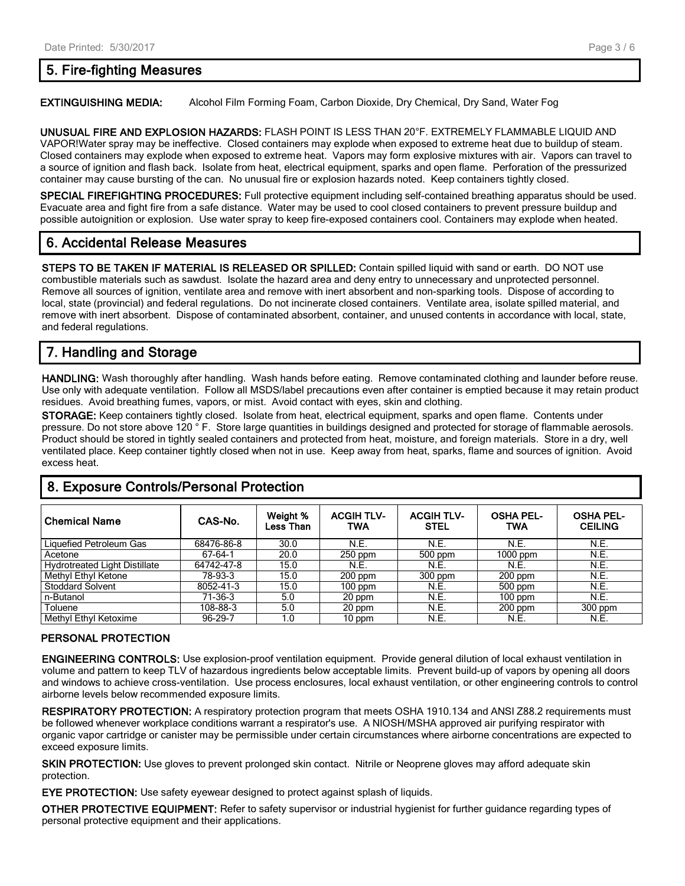## 5. Fire-fighting Measures

**EXTINGUISHING MEDIA:** Alcohol Film Forming Foam, Carbon Dioxide, Dry Chemical, Dry Sand, Water Fog

**UNUSUAL FIRE AND EXPLOSION HAZARDS:** FLASH POINT IS LESS THAN 20°F. EXTREMELY FLAMMABLE LIQUID AND VAPOR!Water spray may be ineffective. Closed containers may explode when exposed to extreme heat due to buildup of steam. Closed containers may explode when exposed to extreme heat. Vapors may form explosive mixtures with air. Vapors can travel to a source of ignition and flash back. Isolate from heat, electrical equipment, sparks and open flame. Perforation of the pressurized container may cause bursting of the can. No unusual fire or explosion hazards noted. Keep containers tightly closed.

**SPECIAL FIREFIGHTING PROCEDURES:** Full protective equipment including self-contained breathing apparatus should be used. Evacuate area and fight fire from a safe distance. Water may be used to cool closed containers to prevent pressure buildup and possible autoignition or explosion. Use water spray to keep fire-exposed containers cool. Containers may explode when heated.

## 6. Accidental Release Measures

**STEPS TO BE TAKEN IF MATERIAL IS RELEASED OR SPILLED:** Contain spilled liquid with sand or earth. DO NOT use combustible materials such as sawdust. Isolate the hazard area and deny entry to unnecessary and unprotected personnel. Remove all sources of ignition, ventilate area and remove with inert absorbent and non-sparking tools. Dispose of according to local, state (provincial) and federal regulations. Do not incinerate closed containers. Ventilate area, isolate spilled material, and remove with inert absorbent. Dispose of contaminated absorbent, container, and unused contents in accordance with local, state, and federal regulations.

## 7. Handling and Storage

**HANDLING:** Wash thoroughly after handling. Wash hands before eating. Remove contaminated clothing and launder before reuse. Use only with adequate ventilation. Follow all MSDS/label precautions even after container is emptied because it may retain product residues. Avoid breathing fumes, vapors, or mist. Avoid contact with eyes, skin and clothing.

**STORAGE:** Keep containers tightly closed. Isolate from heat, electrical equipment, sparks and open flame. Contents under pressure. Do not store above 120 ° F. Store large quantities in buildings designed and protected for storage of flammable aerosols. Product should be stored in tightly sealed containers and protected from heat, moisture, and foreign materials. Store in a dry, well ventilated place. Keep container tightly closed when not in use. Keep away from heat, sparks, flame and sources of ignition. Avoid excess heat.

## 8. Exposure Controls/Personal Protection

| Chemical Name | CAS-No. | Weight % Less Than | ACGIH TLV-TWA | ACGIH TLV-STEL | OSHA PEL-TWA | OSHA PEL-CEILING |
|---|---|---|---|---|---|---|
| Liquefied Petroleum Gas | 68476-86-8 | 30.0 | N.E. | N.E. | N.E. | N.E. |
| Acetone | 67-64-1 | 20.0 | 250 ppm | 500 ppm | 1000 ppm | N.E. |
| Hydrotreated Light Distillate | 64742-47-8 | 15.0 | N.E. | N.E. | N.E. | N.E. |
| Methyl Ethyl Ketone | 78-93-3 | 15.0 | 200 ppm | 300 ppm | 200 ppm | N.E. |
| Stoddard Solvent | 8052-41-3 | 15.0 | 100 ppm | N.E. | 500 ppm | N.E. |
| n-Butanol | 71-36-3 | 5.0 | 20 ppm | N.E. | 100 ppm | N.E. |
| Toluene | 108-88-3 | 5.0 | 20 ppm | N.E. | 200 ppm | 300 ppm |
| Methyl Ethyl Ketoxime | 96-29-7 | 1.0 | 10 ppm | N.E. | N.E. | N.E. |

### PERSONAL PROTECTION

**ENGINEERING CONTROLS:** Use explosion-proof ventilation equipment. Provide general dilution of local exhaust ventilation in volume and pattern to keep TLV of hazardous ingredients below acceptable limits. Prevent build-up of vapors by opening all doors and windows to achieve cross-ventilation. Use process enclosures, local exhaust ventilation, or other engineering controls to control airborne levels below recommended exposure limits.

**RESPIRATORY PROTECTION:** A respiratory protection program that meets OSHA 1910.134 and ANSI Z88.2 requirements must be followed whenever workplace conditions warrant a respirator's use. A NIOSH/MSHA approved air purifying respirator with organic vapor cartridge or canister may be permissible under certain circumstances where airborne concentrations are expected to exceed exposure limits.

**SKIN PROTECTION:** Use gloves to prevent prolonged skin contact. Nitrile or Neoprene gloves may afford adequate skin protection.

**EYE PROTECTION:** Use safety eyewear designed to protect against splash of liquids.

**OTHER PROTECTIVE EQUIPMENT:** Refer to safety supervisor or industrial hygienist for further guidance regarding types of personal protective equipment and their applications.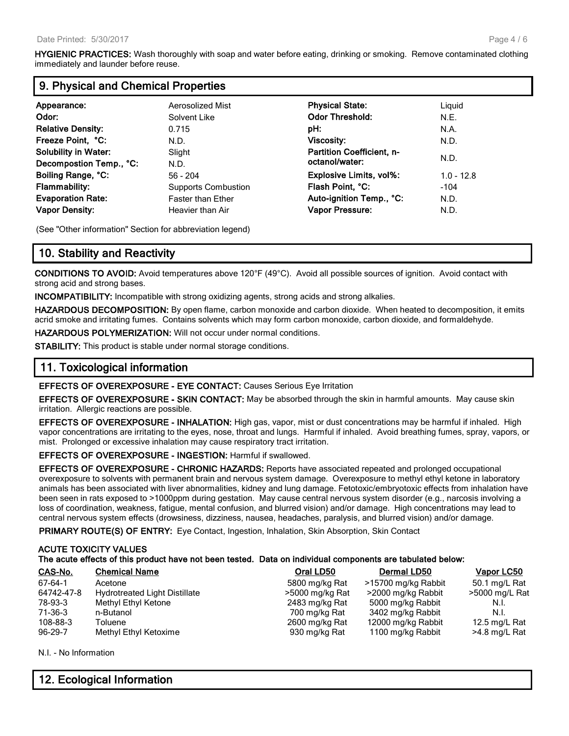**HYGIENIC PRACTICES:** Wash thoroughly with soap and water before eating, drinking or smoking. Remove contaminated clothing immediately and launder before reuse.

## 9. Physical and Chemical Properties

| | | | |
|---|---|---|---|
| **Appearance:** | Aerosolized Mist | **Physical State:** | Liquid |
| **Odor:** | Solvent Like | **Odor Threshold:** | N.E. |
| **Relative Density:** | 0.715 | **pH:** | N.A. |
| **Freeze Point, °C:** | N.D. | **Viscosity:** | N.D. |
| **Solubility in Water:** | Slight | **Partition Coefficient, n-octanol/water:** | N.D. |
| **Decompostion Temp., °C:** | N.D. | | |
| **Boiling Range, °C:** | 56 - 204 | **Explosive Limits, vol%:** | 1.0 - 12.8 |
| **Flammability:** | Supports Combustion | **Flash Point, °C:** | -104 |
| **Evaporation Rate:** | Faster than Ether | **Auto-ignition Temp., °C:** | N.D. |
| **Vapor Density:** | Heavier than Air | **Vapor Pressure:** | N.D. |

(See "Other information" Section for abbreviation legend)

## 10. Stability and Reactivity

**CONDITIONS TO AVOID:** Avoid temperatures above 120°F (49°C). Avoid all possible sources of ignition. Avoid contact with strong acid and strong bases.

**INCOMPATIBILITY:** Incompatible with strong oxidizing agents, strong acids and strong alkalies.

**HAZARDOUS DECOMPOSITION:** By open flame, carbon monoxide and carbon dioxide. When heated to decomposition, it emits acrid smoke and irritating fumes. Contains solvents which may form carbon monoxide, carbon dioxide, and formaldehyde.

**HAZARDOUS POLYMERIZATION:** Will not occur under normal conditions.

**STABILITY:** This product is stable under normal storage conditions.

## 11. Toxicological information

**EFFECTS OF OVEREXPOSURE - EYE CONTACT:** Causes Serious Eye Irritation

**EFFECTS OF OVEREXPOSURE - SKIN CONTACT:** May be absorbed through the skin in harmful amounts. May cause skin irritation. Allergic reactions are possible.

**EFFECTS OF OVEREXPOSURE - INHALATION:** High gas, vapor, mist or dust concentrations may be harmful if inhaled. High vapor concentrations are irritating to the eyes, nose, throat and lungs. Harmful if inhaled. Avoid breathing fumes, spray, vapors, or mist. Prolonged or excessive inhalation may cause respiratory tract irritation.

**EFFECTS OF OVEREXPOSURE - INGESTION:** Harmful if swallowed.

**EFFECTS OF OVEREXPOSURE - CHRONIC HAZARDS:** Reports have associated repeated and prolonged occupational overexposure to solvents with permanent brain and nervous system damage. Overexposure to methyl ethyl ketone in laboratory animals has been associated with liver abnormalities, kidney and lung damage. Fetotoxic/embryotoxic effects from inhalation have been seen in rats exposed to >1000ppm during gestation. May cause central nervous system disorder (e.g., narcosis involving a loss of coordination, weakness, fatigue, mental confusion, and blurred vision) and/or damage. High concentrations may lead to central nervous system effects (drowsiness, dizziness, nausea, headaches, paralysis, and blurred vision) and/or damage.

**PRIMARY ROUTE(S) OF ENTRY:** Eye Contact, Ingestion, Inhalation, Skin Absorption, Skin Contact

**ACUTE TOXICITY VALUES**
**The acute effects of this product have not been tested. Data on individual components are tabulated below:**

| CAS-No. | Chemical Name | Oral LD50 | Dermal LD50 | Vapor LC50 |
|---|---|---|---|---|
| 67-64-1 | Acetone | 5800 mg/kg Rat | >15700 mg/kg Rabbit | 50.1 mg/L Rat |
| 64742-47-8 | Hydrotreated Light Distillate | >5000 mg/kg Rat | >2000 mg/kg Rabbit | >5000 mg/L Rat |
| 78-93-3 | Methyl Ethyl Ketone | 2483 mg/kg Rat | 5000 mg/kg Rabbit | N.I. |
| 71-36-3 | n-Butanol | 700 mg/kg Rat | 3402 mg/kg Rabbit | N.I. |
| 108-88-3 | Toluene | 2600 mg/kg Rat | 12000 mg/kg Rabbit | 12.5 mg/L Rat |
| 96-29-7 | Methyl Ethyl Ketoxime | 930 mg/kg Rat | 1100 mg/kg Rabbit | >4.8 mg/L Rat |

N.I. - No Information

## 12. Ecological Information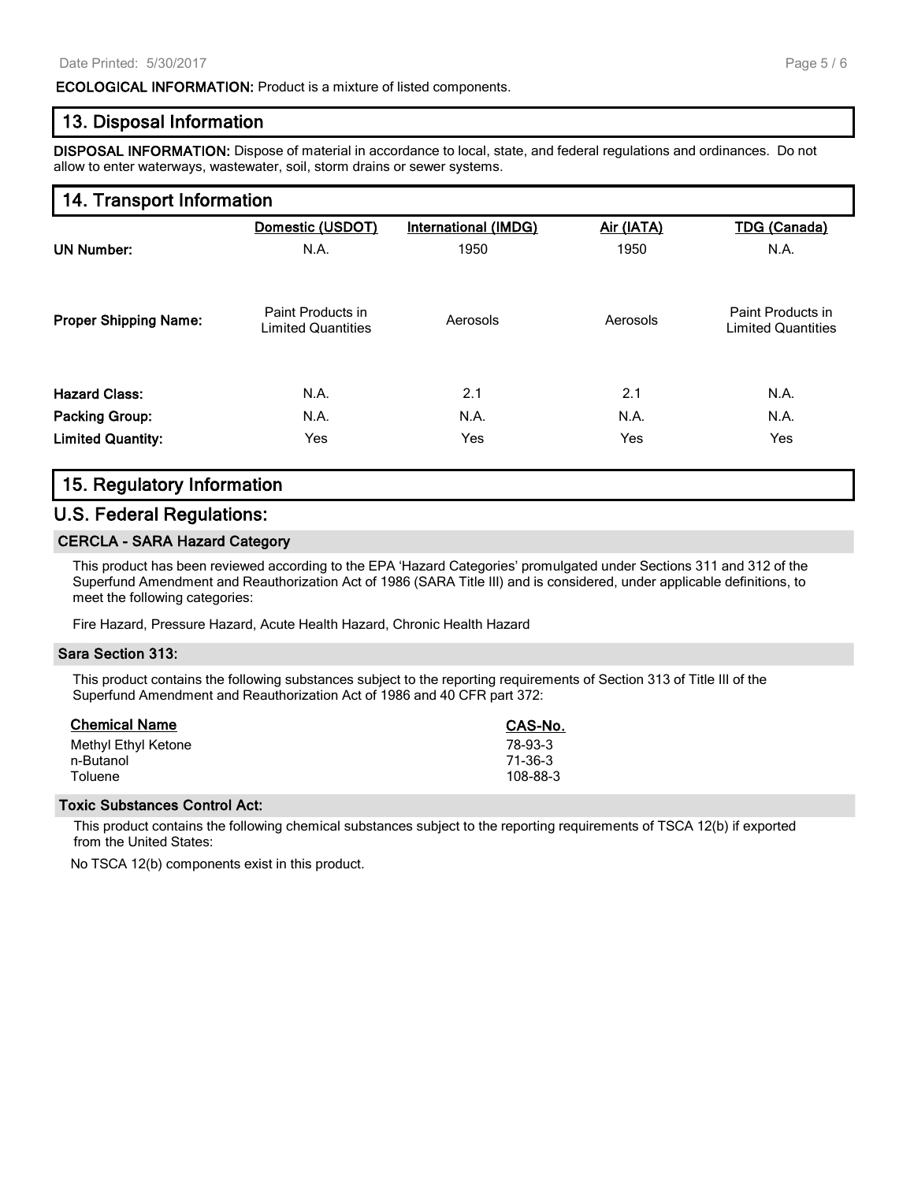**ECOLOGICAL INFORMATION:** Product is a mixture of listed components.

## 13. Disposal Information

**DISPOSAL INFORMATION:** Dispose of material in accordance to local, state, and federal regulations and ordinances. Do not allow to enter waterways, wastewater, soil, storm drains or sewer systems.

## 14. Transport Information

| | Domestic (USDOT) | International (IMDG) | Air (IATA) | TDG (Canada) |
|---|---|---|---|---|
| **UN Number:** | N.A. | 1950 | 1950 | N.A. |
| **Proper Shipping Name:** | Paint Products in Limited Quantities | Aerosols | Aerosols | Paint Products in Limited Quantities |
| **Hazard Class:** | N.A. | 2.1 | 2.1 | N.A. |
| **Packing Group:** | N.A. | N.A. | N.A. | N.A. |
| **Limited Quantity:** | Yes | Yes | Yes | Yes |

## 15. Regulatory Information

## U.S. Federal Regulations:

### CERCLA - SARA Hazard Category

This product has been reviewed according to the EPA 'Hazard Categories' promulgated under Sections 311 and 312 of the Superfund Amendment and Reauthorization Act of 1986 (SARA Title III) and is considered, under applicable definitions, to meet the following categories:

Fire Hazard, Pressure Hazard, Acute Health Hazard, Chronic Health Hazard

### Sara Section 313:

This product contains the following substances subject to the reporting requirements of Section 313 of Title III of the Superfund Amendment and Reauthorization Act of 1986 and 40 CFR part 372:

| Chemical Name | CAS-No. |
|---|---|
| Methyl Ethyl Ketone | 78-93-3 |
| n-Butanol | 71-36-3 |
| Toluene | 108-88-3 |

### Toxic Substances Control Act:

This product contains the following chemical substances subject to the reporting requirements of TSCA 12(b) if exported from the United States:

No TSCA 12(b) components exist in this product.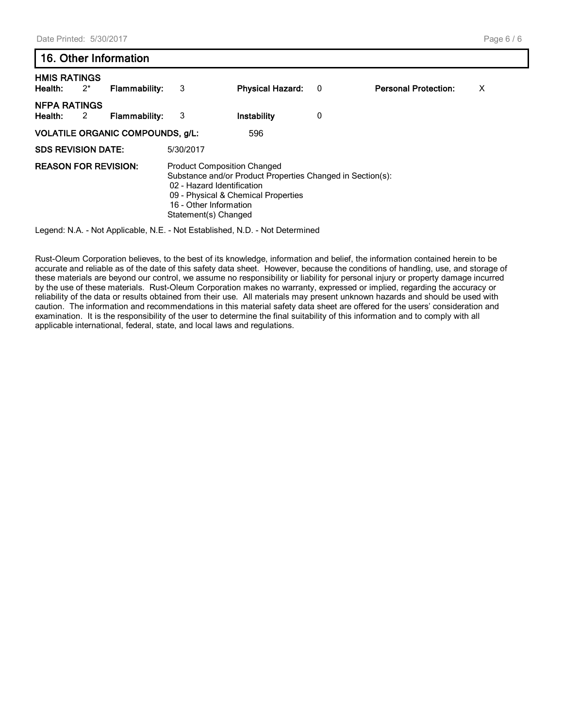## 16. Other Information

**HMIS RATINGS**

| | | | | | | | |
|---|---|---|---|---|---|---|---|
| **Health:** | 2* | **Flammability:** | 3 | **Physical Hazard:** | 0 | **Personal Protection:** | X |

**NFPA RATINGS**

| | | | | | |
|---|---|---|---|---|---|
| **Health:** | 2 | **Flammability:** | 3 | **Instability** | 0 |

**VOLATILE ORGANIC COMPOUNDS, g/L:** 596

**SDS REVISION DATE:** 5/30/2017

**REASON FOR REVISION:** Product Composition Changed
Substance and/or Product Properties Changed in Section(s):
02 - Hazard Identification
09 - Physical & Chemical Properties
16 - Other Information
Statement(s) Changed

Legend: N.A. - Not Applicable, N.E. - Not Established, N.D. - Not Determined

Rust-Oleum Corporation believes, to the best of its knowledge, information and belief, the information contained herein to be accurate and reliable as of the date of this safety data sheet. However, because the conditions of handling, use, and storage of these materials are beyond our control, we assume no responsibility or liability for personal injury or property damage incurred by the use of these materials. Rust-Oleum Corporation makes no warranty, expressed or implied, regarding the accuracy or reliability of the data or results obtained from their use. All materials may present unknown hazards and should be used with caution. The information and recommendations in this material safety data sheet are offered for the users' consideration and examination. It is the responsibility of the user to determine the final suitability of this information and to comply with all applicable international, federal, state, and local laws and regulations.